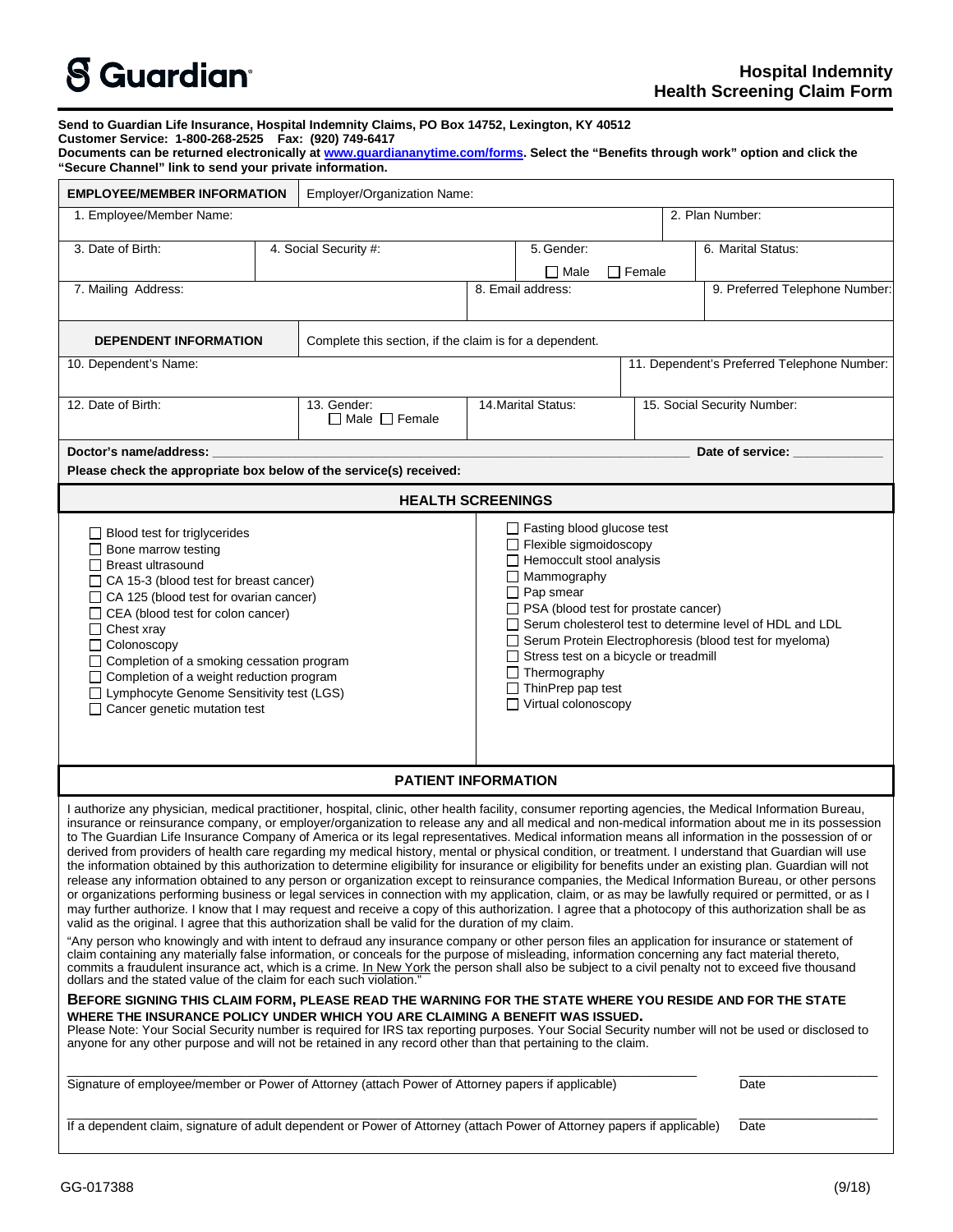# Guardian

## Hospital Indemnity Health Screening Claim Form

**Send to Guardian Life Insurance, Hospital Indemnity Claims, PO Box 14752, Lexington, KY 40512**
**Customer Service: 1-800-268-2525 Fax: (920) 749-6417**
**Documents can be returned electronically at www.guardiananytime.com/forms. Select the "Benefits through work" option and click the "Secure Channel" link to send your private information.**

| **EMPLOYEE/MEMBER INFORMATION** | Employer/Organization Name: | | |
|---|---|---|---|
| 1. Employee/Member Name: | | | 2. Plan Number: |
| 3. Date of Birth: | 4. Social Security #: | 5. Gender: ☐ Male ☐ Female | 6. Marital Status: |
| 7. Mailing Address: | | 8. Email address: | 9. Preferred Telephone Number: |

| **DEPENDENT INFORMATION** | Complete this section, if the claim is for a dependent. | | |
|---|---|---|---|
| 10. Dependent's Name: | | | 11. Dependent's Preferred Telephone Number: |
| 12. Date of Birth: | 13. Gender: ☐ Male ☐ Female | 14.Marital Status: | 15. Social Security Number: |

**Doctor's name/address:** ______________________________ **Date of service:** ____________

**Please check the appropriate box below of the service(s) received:**

### HEALTH SCREENINGS

- ☐ Blood test for triglycerides
- ☐ Bone marrow testing
- ☐ Breast ultrasound
- ☐ CA 15-3 (blood test for breast cancer)
- ☐ CA 125 (blood test for ovarian cancer)
- ☐ CEA (blood test for colon cancer)
- ☐ Chest xray
- ☐ Colonoscopy
- ☐ Completion of a smoking cessation program
- ☐ Completion of a weight reduction program
- ☐ Lymphocyte Genome Sensitivity test (LGS)
- ☐ Cancer genetic mutation test
- ☐ Fasting blood glucose test
- ☐ Flexible sigmoidoscopy
- ☐ Hemoccult stool analysis
- ☐ Mammography
- ☐ Pap smear
- ☐ PSA (blood test for prostate cancer)
- ☐ Serum cholesterol test to determine level of HDL and LDL
- ☐ Serum Protein Electrophoresis (blood test for myeloma)
- ☐ Stress test on a bicycle or treadmill
- ☐ Thermography
- ☐ ThinPrep pap test
- ☐ Virtual colonoscopy

### PATIENT INFORMATION

I authorize any physician, medical practitioner, hospital, clinic, other health facility, consumer reporting agencies, the Medical Information Bureau, insurance or reinsurance company, or employer/organization to release any and all medical and non-medical information about me in its possession to The Guardian Life Insurance Company of America or its legal representatives. Medical information means all information in the possession of or derived from providers of health care regarding my medical history, mental or physical condition, or treatment. I understand that Guardian will use the information obtained by this authorization to determine eligibility for insurance or eligibility for benefits under an existing plan. Guardian will not release any information obtained to any person or organization except to reinsurance companies, the Medical Information Bureau, or other persons or organizations performing business or legal services in connection with my application, claim, or as may be lawfully required or permitted, or as I may further authorize. I know that I may request and receive a copy of this authorization. I agree that a photocopy of this authorization shall be as valid as the original. I agree that this authorization shall be valid for the duration of my claim.

"Any person who knowingly and with intent to defraud any insurance company or other person files an application for insurance or statement of claim containing any materially false information, or conceals for the purpose of misleading, information concerning any fact material thereto, commits a fraudulent insurance act, which is a crime. In New York the person shall also be subject to a civil penalty not to exceed five thousand dollars and the stated value of the claim for each such violation."

**BEFORE SIGNING THIS CLAIM FORM, PLEASE READ THE WARNING FOR THE STATE WHERE YOU RESIDE AND FOR THE STATE WHERE THE INSURANCE POLICY UNDER WHICH YOU ARE CLAIMING A BENEFIT WAS ISSUED.**

Please Note: Your Social Security number is required for IRS tax reporting purposes. Your Social Security number will not be used or disclosed to anyone for any other purpose and will not be retained in any record other than that pertaining to the claim.

______________________________ ____________
Signature of employee/member or Power of Attorney (attach Power of Attorney papers if applicable) Date

______________________________ ____________
If a dependent claim, signature of adult dependent or Power of Attorney (attach Power of Attorney papers if applicable) Date

GG-017388 (9/18)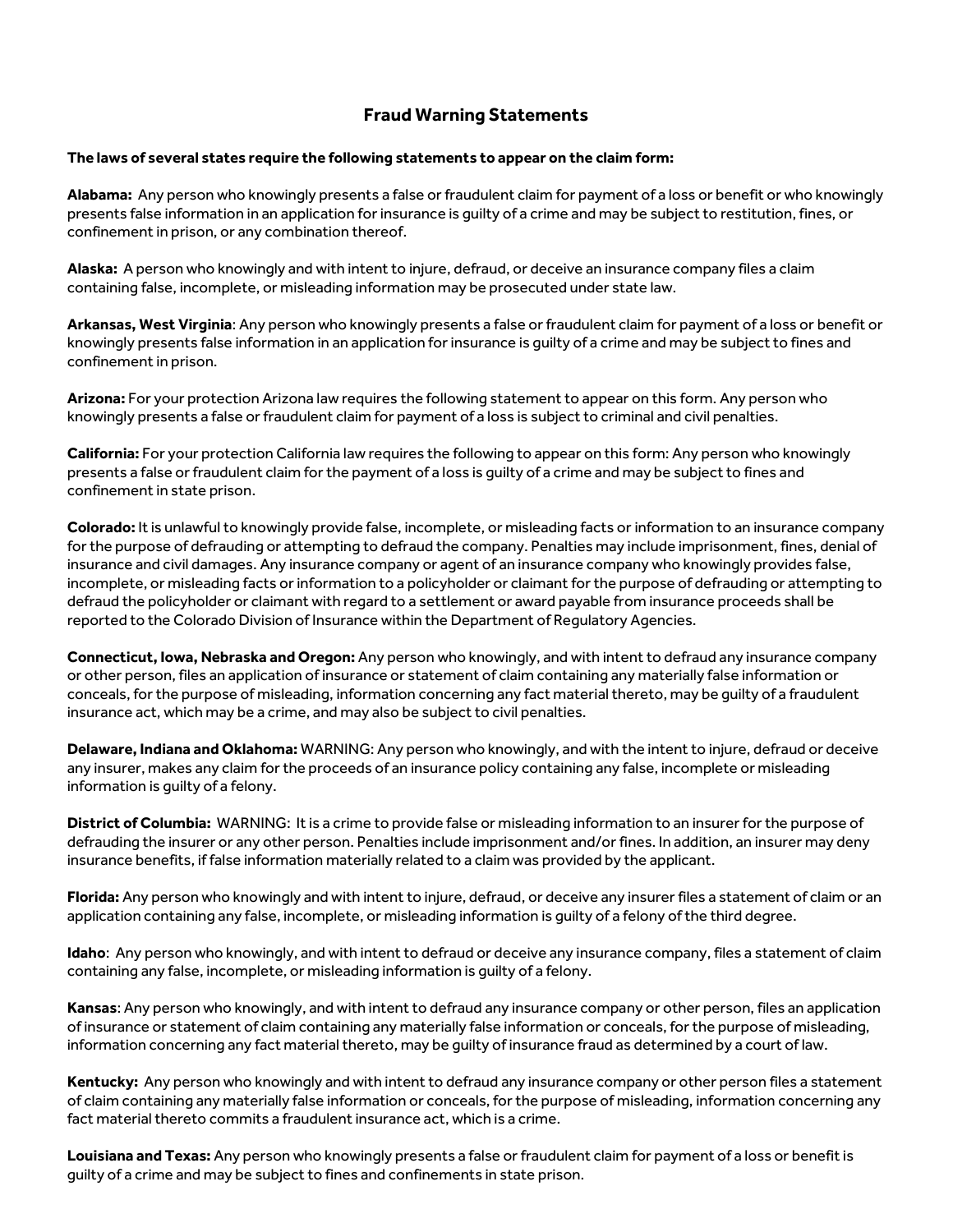## Fraud Warning Statements

**The laws of several states require the following statements to appear on the claim form:**

**Alabama:** Any person who knowingly presents a false or fraudulent claim for payment of a loss or benefit or who knowingly presents false information in an application for insurance is guilty of a crime and may be subject to restitution, fines, or confinement in prison, or any combination thereof.

**Alaska:** A person who knowingly and with intent to injure, defraud, or deceive an insurance company files a claim containing false, incomplete, or misleading information may be prosecuted under state law.

**Arkansas, West Virginia**: Any person who knowingly presents a false or fraudulent claim for payment of a loss or benefit or knowingly presents false information in an application for insurance is guilty of a crime and may be subject to fines and confinement in prison.

**Arizona:** For your protection Arizona law requires the following statement to appear on this form. Any person who knowingly presents a false or fraudulent claim for payment of a loss is subject to criminal and civil penalties.

**California:** For your protection California law requires the following to appear on this form: Any person who knowingly presents a false or fraudulent claim for the payment of a loss is guilty of a crime and may be subject to fines and confinement in state prison.

**Colorado:** It is unlawful to knowingly provide false, incomplete, or misleading facts or information to an insurance company for the purpose of defrauding or attempting to defraud the company. Penalties may include imprisonment, fines, denial of insurance and civil damages. Any insurance company or agent of an insurance company who knowingly provides false, incomplete, or misleading facts or information to a policyholder or claimant for the purpose of defrauding or attempting to defraud the policyholder or claimant with regard to a settlement or award payable from insurance proceeds shall be reported to the Colorado Division of Insurance within the Department of Regulatory Agencies.

**Connecticut, Iowa, Nebraska and Oregon:** Any person who knowingly, and with intent to defraud any insurance company or other person, files an application of insurance or statement of claim containing any materially false information or conceals, for the purpose of misleading, information concerning any fact material thereto, may be guilty of a fraudulent insurance act, which may be a crime, and may also be subject to civil penalties.

**Delaware, Indiana and Oklahoma:** WARNING: Any person who knowingly, and with the intent to injure, defraud or deceive any insurer, makes any claim for the proceeds of an insurance policy containing any false, incomplete or misleading information is guilty of a felony.

**District of Columbia:** WARNING: It is a crime to provide false or misleading information to an insurer for the purpose of defrauding the insurer or any other person. Penalties include imprisonment and/or fines. In addition, an insurer may deny insurance benefits, if false information materially related to a claim was provided by the applicant.

**Florida:** Any person who knowingly and with intent to injure, defraud, or deceive any insurer files a statement of claim or an application containing any false, incomplete, or misleading information is guilty of a felony of the third degree.

**Idaho**: Any person who knowingly, and with intent to defraud or deceive any insurance company, files a statement of claim containing any false, incomplete, or misleading information is guilty of a felony.

**Kansas**: Any person who knowingly, and with intent to defraud any insurance company or other person, files an application of insurance or statement of claim containing any materially false information or conceals, for the purpose of misleading, information concerning any fact material thereto, may be guilty of insurance fraud as determined by a court of law.

**Kentucky:** Any person who knowingly and with intent to defraud any insurance company or other person files a statement of claim containing any materially false information or conceals, for the purpose of misleading, information concerning any fact material thereto commits a fraudulent insurance act, which is a crime.

**Louisiana and Texas:** Any person who knowingly presents a false or fraudulent claim for payment of a loss or benefit is guilty of a crime and may be subject to fines and confinements in state prison.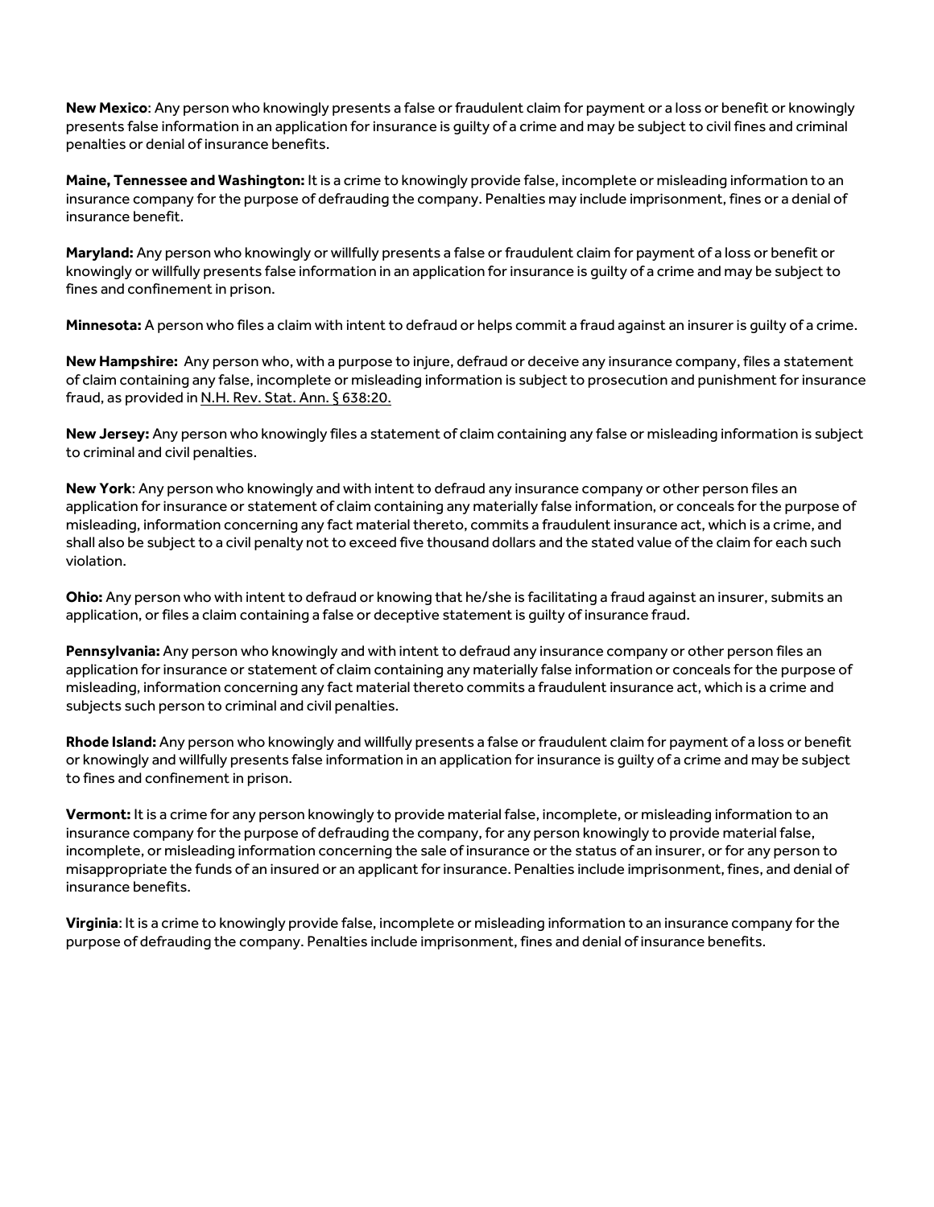**New Mexico**: Any person who knowingly presents a false or fraudulent claim for payment or a loss or benefit or knowingly presents false information in an application for insurance is guilty of a crime and may be subject to civil fines and criminal penalties or denial of insurance benefits.

**Maine, Tennessee and Washington:** It is a crime to knowingly provide false, incomplete or misleading information to an insurance company for the purpose of defrauding the company. Penalties may include imprisonment, fines or a denial of insurance benefit.

**Maryland:** Any person who knowingly or willfully presents a false or fraudulent claim for payment of a loss or benefit or knowingly or willfully presents false information in an application for insurance is guilty of a crime and may be subject to fines and confinement in prison.

**Minnesota:** A person who files a claim with intent to defraud or helps commit a fraud against an insurer is guilty of a crime.

**New Hampshire:** Any person who, with a purpose to injure, defraud or deceive any insurance company, files a statement of claim containing any false, incomplete or misleading information is subject to prosecution and punishment for insurance fraud, as provided in N.H. Rev. Stat. Ann. § 638:20.

**New Jersey:** Any person who knowingly files a statement of claim containing any false or misleading information is subject to criminal and civil penalties.

**New York**: Any person who knowingly and with intent to defraud any insurance company or other person files an application for insurance or statement of claim containing any materially false information, or conceals for the purpose of misleading, information concerning any fact material thereto, commits a fraudulent insurance act, which is a crime, and shall also be subject to a civil penalty not to exceed five thousand dollars and the stated value of the claim for each such violation.

**Ohio:** Any person who with intent to defraud or knowing that he/she is facilitating a fraud against an insurer, submits an application, or files a claim containing a false or deceptive statement is guilty of insurance fraud.

**Pennsylvania:** Any person who knowingly and with intent to defraud any insurance company or other person files an application for insurance or statement of claim containing any materially false information or conceals for the purpose of misleading, information concerning any fact material thereto commits a fraudulent insurance act, which is a crime and subjects such person to criminal and civil penalties.

**Rhode Island:** Any person who knowingly and willfully presents a false or fraudulent claim for payment of a loss or benefit or knowingly and willfully presents false information in an application for insurance is guilty of a crime and may be subject to fines and confinement in prison.

**Vermont:** It is a crime for any person knowingly to provide material false, incomplete, or misleading information to an insurance company for the purpose of defrauding the company, for any person knowingly to provide material false, incomplete, or misleading information concerning the sale of insurance or the status of an insurer, or for any person to misappropriate the funds of an insured or an applicant for insurance. Penalties include imprisonment, fines, and denial of insurance benefits.

**Virginia**: It is a crime to knowingly provide false, incomplete or misleading information to an insurance company for the purpose of defrauding the company. Penalties include imprisonment, fines and denial of insurance benefits.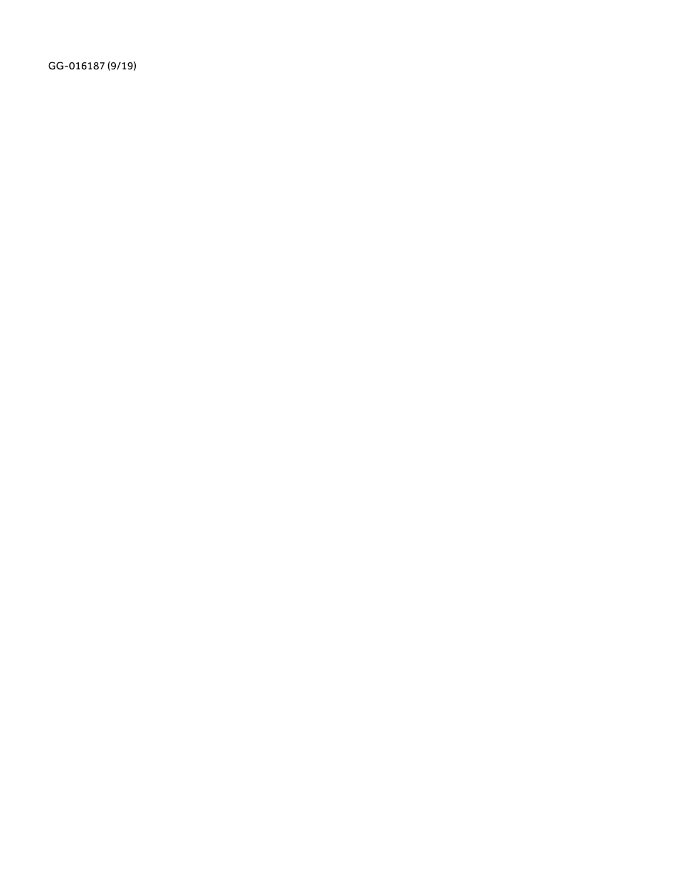GG-016187 (9/19)